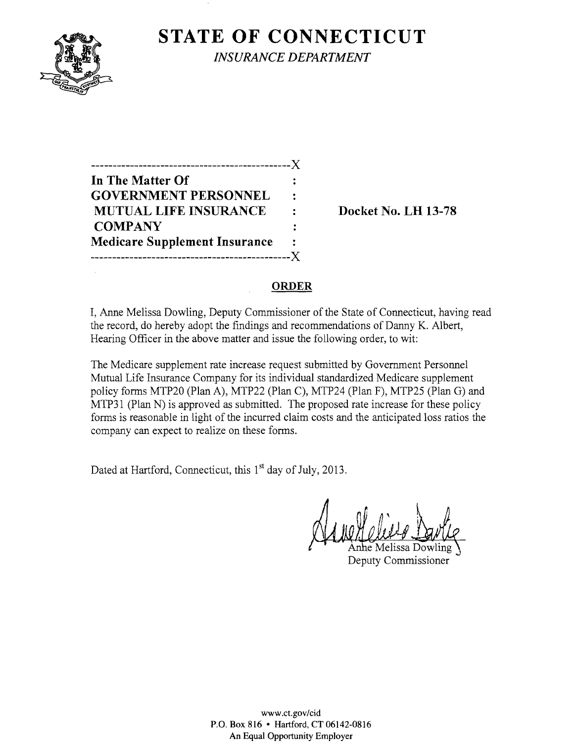# STATE OF CONNECTICUT

*INSURANCE DEPARTMENT*

---

**In The Matter Of**
**GOVERNMENT PERSONNEL**
**MUTUAL LIFE INSURANCE**
**COMPANY**
**Medicare Supplement Insurance**

---

**Docket No. LH 13-78**

## ORDER

I, Anne Melissa Dowling, Deputy Commissioner of the State of Connecticut, having read the record, do hereby adopt the findings and recommendations of Danny K. Albert, Hearing Officer in the above matter and issue the following order, to wit:

The Medicare supplement rate increase request submitted by Government Personnel Mutual Life Insurance Company for its individual standardized Medicare supplement policy forms MTP20 (Plan A), MTP22 (Plan C), MTP24 (Plan F), MTP25 (Plan G) and MTP31 (Plan N) is approved as submitted. The proposed rate increase for these policy forms is reasonable in light of the incurred claim costs and the anticipated loss ratios the company can expect to realize on these forms.

Dated at Hartford, Connecticut, this 1st day of July, 2013.

Anne Melissa Dowling
Deputy Commissioner

www.ct.gov/cid
P.O. Box 816 • Hartford, CT 06142-0816
An Equal Opportunity Employer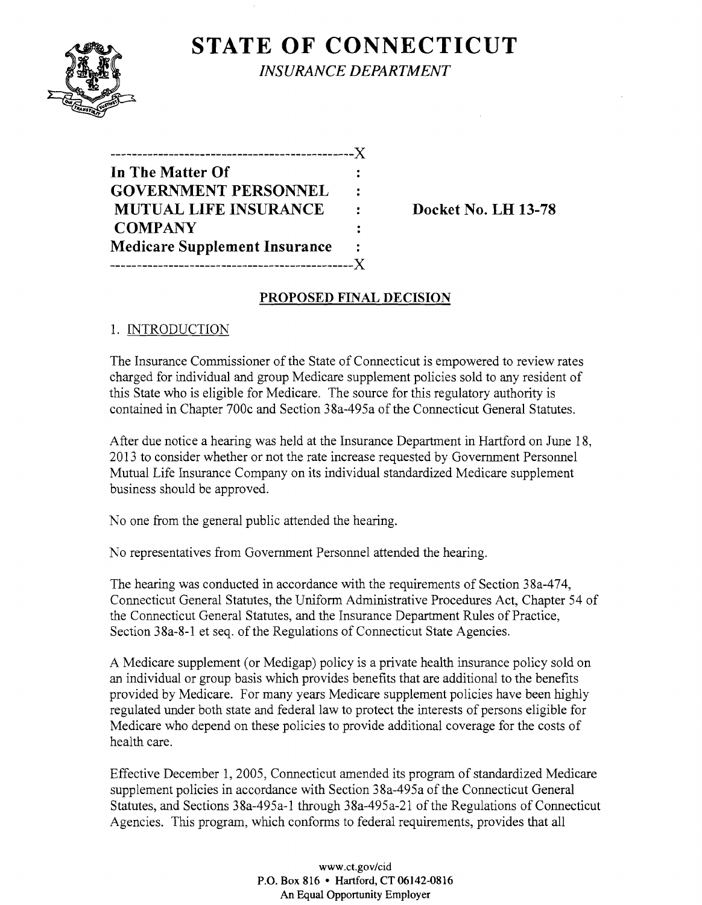# STATE OF CONNECTICUT

*INSURANCE DEPARTMENT*

```
---------------------------------------------X
In The Matter Of                             :
GOVERNMENT PERSONNEL                         :
 MUTUAL LIFE INSURANCE                       :        Docket No. LH 13-78
 COMPANY                                     :
Medicare Supplement Insurance                :
---------------------------------------------X
```

**In The Matter Of GOVERNMENT PERSONNEL MUTUAL LIFE INSURANCE COMPANY Medicare Supplement Insurance**

**Docket No. LH 13-78**

## PROPOSED FINAL DECISION

### 1. INTRODUCTION

The Insurance Commissioner of the State of Connecticut is empowered to review rates charged for individual and group Medicare supplement policies sold to any resident of this State who is eligible for Medicare. The source for this regulatory authority is contained in Chapter 700c and Section 38a-495a of the Connecticut General Statutes.

After due notice a hearing was held at the Insurance Department in Hartford on June 18, 2013 to consider whether or not the rate increase requested by Government Personnel Mutual Life Insurance Company on its individual standardized Medicare supplement business should be approved.

No one from the general public attended the hearing.

No representatives from Government Personnel attended the hearing.

The hearing was conducted in accordance with the requirements of Section 38a-474, Connecticut General Statutes, the Uniform Administrative Procedures Act, Chapter 54 of the Connecticut General Statutes, and the Insurance Department Rules of Practice, Section 38a-8-1 et seq. of the Regulations of Connecticut State Agencies.

A Medicare supplement (or Medigap) policy is a private health insurance policy sold on an individual or group basis which provides benefits that are additional to the benefits provided by Medicare. For many years Medicare supplement policies have been highly regulated under both state and federal law to protect the interests of persons eligible for Medicare who depend on these policies to provide additional coverage for the costs of health care.

Effective December 1, 2005, Connecticut amended its program of standardized Medicare supplement policies in accordance with Section 38a-495a of the Connecticut General Statutes, and Sections 38a-495a-1 through 38a-495a-21 of the Regulations of Connecticut Agencies. This program, which conforms to federal requirements, provides that all

www.ct.gov/cid
P.O. Box 816 • Hartford, CT 06142-0816
An Equal Opportunity Employer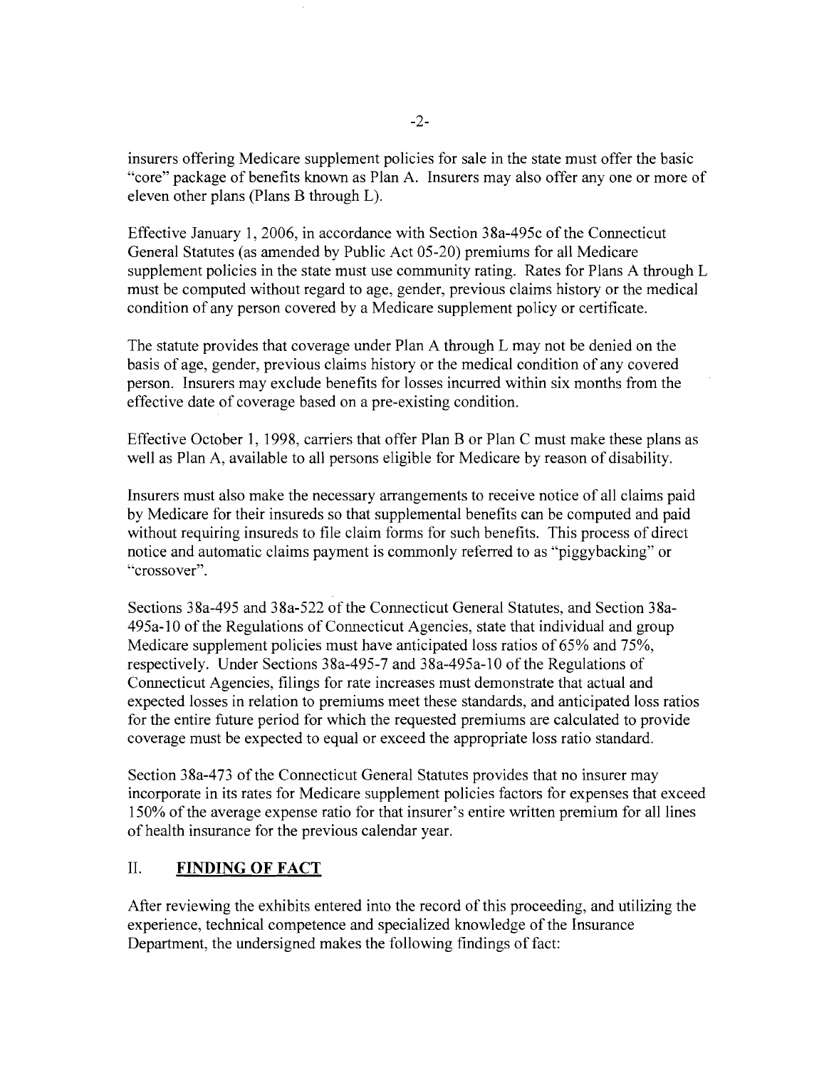insurers offering Medicare supplement policies for sale in the state must offer the basic "core" package of benefits known as Plan A. Insurers may also offer any one or more of eleven other plans (Plans B through L).

Effective January 1, 2006, in accordance with Section 38a-495c of the Connecticut General Statutes (as amended by Public Act 05-20) premiums for all Medicare supplement policies in the state must use community rating. Rates for Plans A through L must be computed without regard to age, gender, previous claims history or the medical condition of any person covered by a Medicare supplement policy or certificate.

The statute provides that coverage under Plan A through L may not be denied on the basis of age, gender, previous claims history or the medical condition of any covered person. Insurers may exclude benefits for losses incurred within six months from the effective date of coverage based on a pre-existing condition.

Effective October 1, 1998, carriers that offer Plan B or Plan C must make these plans as well as Plan A, available to all persons eligible for Medicare by reason of disability.

Insurers must also make the necessary arrangements to receive notice of all claims paid by Medicare for their insureds so that supplemental benefits can be computed and paid without requiring insureds to file claim forms for such benefits. This process of direct notice and automatic claims payment is commonly referred to as "piggybacking" or "crossover".

Sections 38a-495 and 38a-522 of the Connecticut General Statutes, and Section 38a-495a-10 of the Regulations of Connecticut Agencies, state that individual and group Medicare supplement policies must have anticipated loss ratios of 65% and 75%, respectively. Under Sections 38a-495-7 and 38a-495a-10 of the Regulations of Connecticut Agencies, filings for rate increases must demonstrate that actual and expected losses in relation to premiums meet these standards, and anticipated loss ratios for the entire future period for which the requested premiums are calculated to provide coverage must be expected to equal or exceed the appropriate loss ratio standard.

Section 38a-473 of the Connecticut General Statutes provides that no insurer may incorporate in its rates for Medicare supplement policies factors for expenses that exceed 150% of the average expense ratio for that insurer's entire written premium for all lines of health insurance for the previous calendar year.

## II. **FINDING OF FACT**

After reviewing the exhibits entered into the record of this proceeding, and utilizing the experience, technical competence and specialized knowledge of the Insurance Department, the undersigned makes the following findings of fact: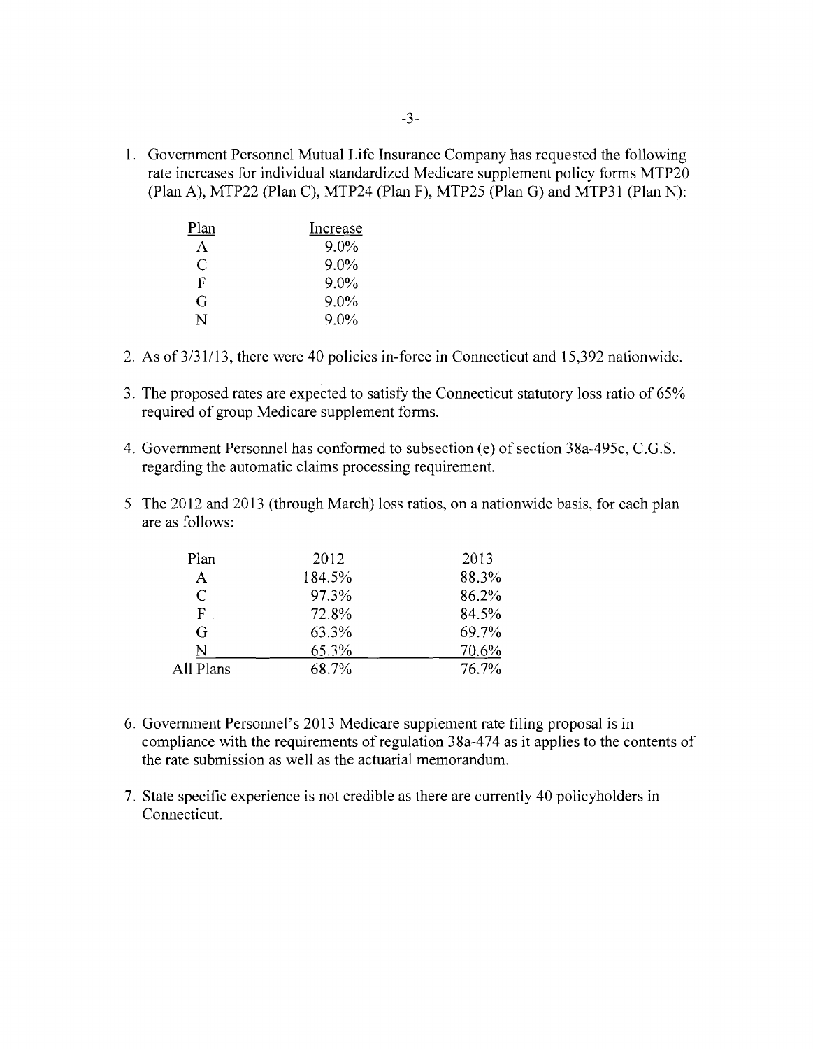1. Government Personnel Mutual Life Insurance Company has requested the following rate increases for individual standardized Medicare supplement policy forms MTP20 (Plan A), MTP22 (Plan C), MTP24 (Plan F), MTP25 (Plan G) and MTP31 (Plan N):

| Plan | Increase |
|---|---|
| A | 9.0% |
| C | 9.0% |
| F | 9.0% |
| G | 9.0% |
| N | 9.0% |

2. As of 3/31/13, there were 40 policies in-force in Connecticut and 15,392 nationwide.

3. The proposed rates are expected to satisfy the Connecticut statutory loss ratio of 65% required of group Medicare supplement forms.

4. Government Personnel has conformed to subsection (e) of section 38a-495c, C.G.S. regarding the automatic claims processing requirement.

5. The 2012 and 2013 (through March) loss ratios, on a nationwide basis, for each plan are as follows:

| Plan | 2012 | 2013 |
|---|---|---|
| A | 184.5% | 88.3% |
| C | 97.3% | 86.2% |
| F | 72.8% | 84.5% |
| G | 63.3% | 69.7% |
| N | 65.3% | 70.6% |
| All Plans | 68.7% | 76.7% |

6. Government Personnel's 2013 Medicare supplement rate filing proposal is in compliance with the requirements of regulation 38a-474 as it applies to the contents of the rate submission as well as the actuarial memorandum.

7. State specific experience is not credible as there are currently 40 policyholders in Connecticut.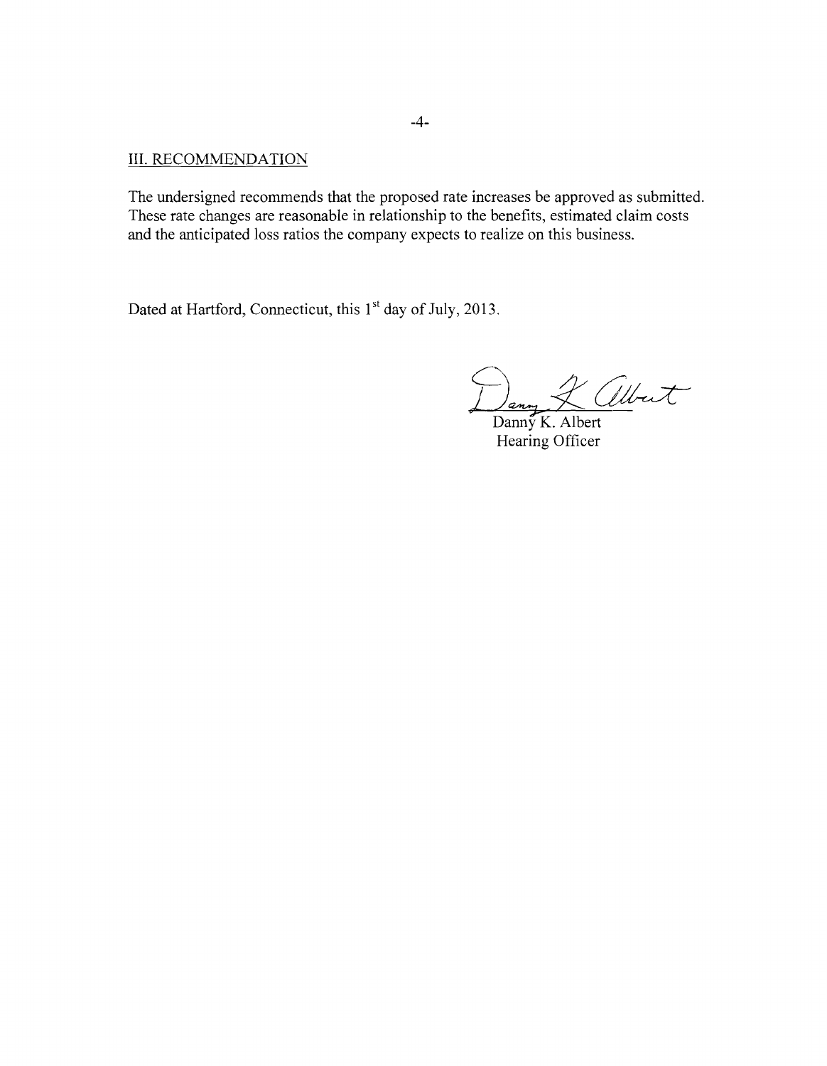## III. RECOMMENDATION

The undersigned recommends that the proposed rate increases be approved as submitted. These rate changes are reasonable in relationship to the benefits, estimated claim costs and the anticipated loss ratios the company expects to realize on this business.

Dated at Hartford, Connecticut, this 1st day of July, 2013.

Danny K. Albert
Hearing Officer